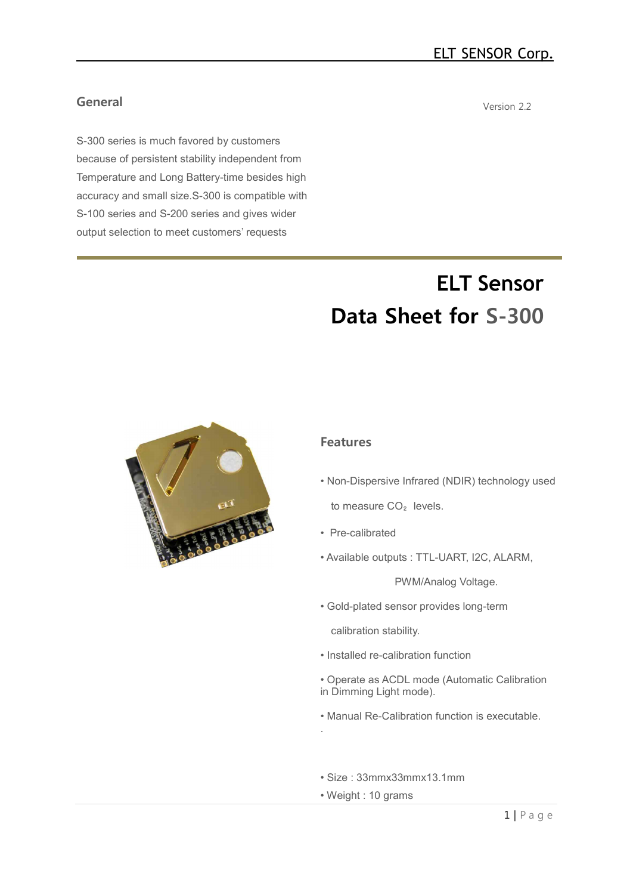## General

Version 2.2

S-300 series is much favored by customers because of persistent stability independent from Temperature and Long Battery-time besides high accuracy and small size.S-300 is compatible with S-100 series and S-200 series and gives wider output selection to meet customers' requests

# ELT Sensor Data Sheet for S-300

## Features

- Non-Dispersive Infrared (NDIR) technology used to measure $CO_2$ levels.
- Pre-calibrated
- Available outputs : TTL-UART, I2C, ALARM, PWM/Analog Voltage.
- Gold-plated sensor provides long-term calibration stability.
- Installed re-calibration function
- Operate as ACDL mode (Automatic Calibration in Dimming Light mode).
- Manual Re-Calibration function is executable.

- Size : 33mmx33mmx13.1mm
- Weight : 10 grams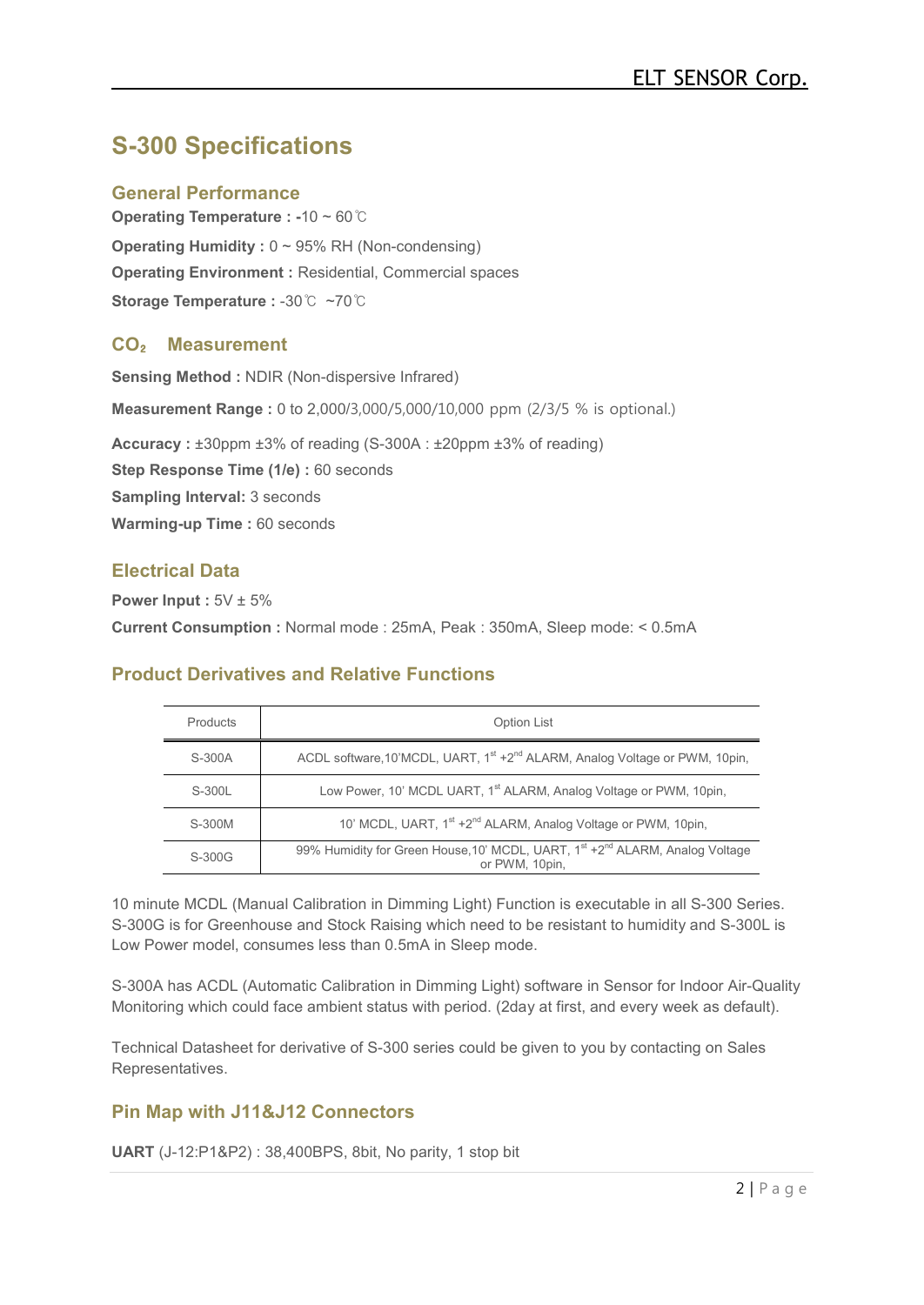# S-300 Specifications

## General Performance

**Operating Temperature : -**10 ~ 60℃

**Operating Humidity :** 0 ~ 95% RH (Non-condensing)

**Operating Environment :** Residential, Commercial spaces

**Storage Temperature :** -30℃ ~70℃

## $CO_2$ Measurement

**Sensing Method :** NDIR (Non-dispersive Infrared)

**Measurement Range :** 0 to 2,000/3,000/5,000/10,000 ppm (2/3/5 % is optional.)

**Accuracy :** ±30ppm ±3% of reading (S-300A : ±20ppm ±3% of reading)

**Step Response Time (1/e) :** 60 seconds

**Sampling Interval:** 3 seconds

**Warming-up Time :** 60 seconds

## Electrical Data

**Power Input :** 5V ± 5%

**Current Consumption :** Normal mode : 25mA, Peak : 350mA, Sleep mode: < 0.5mA

## Product Derivatives and Relative Functions

| Products | Option List |
|---|---|
| S-300A | ACDL software,10'MCDL, UART, 1st +2nd ALARM, Analog Voltage or PWM, 10pin, |
| S-300L | Low Power, 10' MCDL UART, 1st ALARM, Analog Voltage or PWM, 10pin, |
| S-300M | 10' MCDL, UART, 1st +2nd ALARM, Analog Voltage or PWM, 10pin, |
| S-300G | 99% Humidity for Green House,10' MCDL, UART, 1st +2nd ALARM, Analog Voltage or PWM, 10pin, |

10 minute MCDL (Manual Calibration in Dimming Light) Function is executable in all S-300 Series. S-300G is for Greenhouse and Stock Raising which need to be resistant to humidity and S-300L is Low Power model, consumes less than 0.5mA in Sleep mode.

S-300A has ACDL (Automatic Calibration in Dimming Light) software in Sensor for Indoor Air-Quality Monitoring which could face ambient status with period. (2day at first, and every week as default).

Technical Datasheet for derivative of S-300 series could be given to you by contacting on Sales Representatives.

## Pin Map with J11&J12 Connectors

**UART** (J-12:P1&P2) : 38,400BPS, 8bit, No parity, 1 stop bit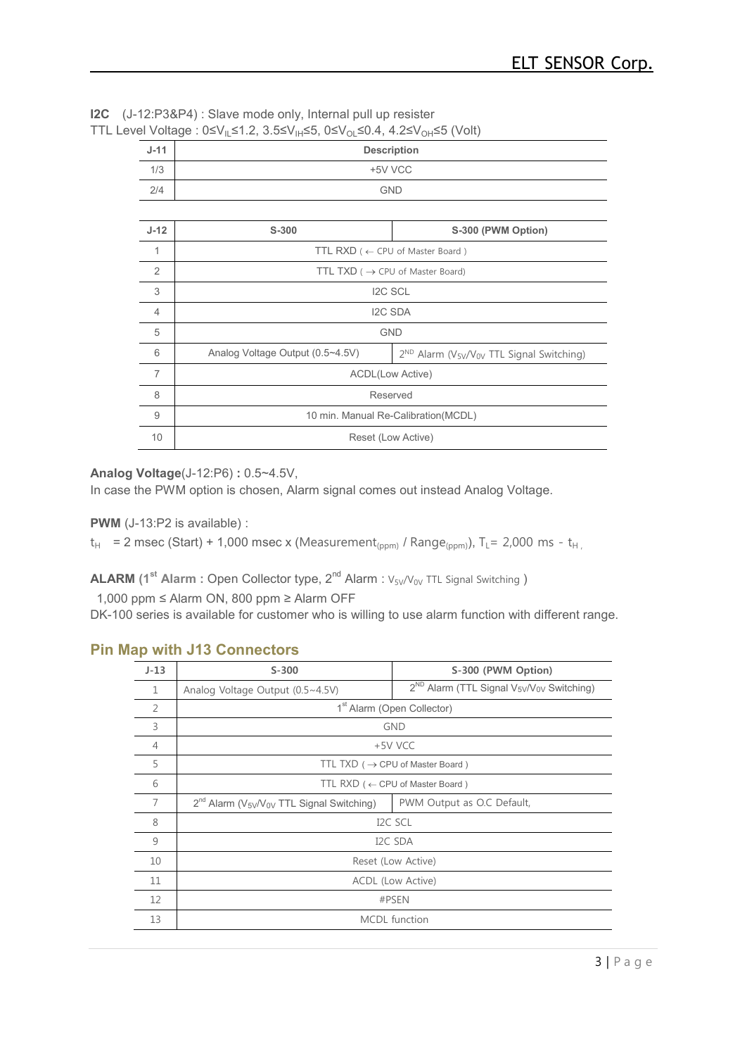**I2C** (J-12:P3&P4) : Slave mode only, Internal pull up resister

TTL Level Voltage : $0 \le V_{IL} \le 1.2$, $3.5 \le V_{IH} \le 5$, $0 \le V_{OL} \le 0.4$, $4.2 \le V_{OH} \le 5$ (Volt)

| J-11 | Description |
|---|---|
| 1/3 | +5V VCC |
| 2/4 | GND |

| J-12 | S-300 | S-300 (PWM Option) |
|---|---|---|
| 1 | TTL RXD ( ← CPU of Master Board ) | |
| 2 | TTL TXD ( → CPU of Master Board) | |
| 3 | I2C SCL | |
| 4 | I2C SDA | |
| 5 | GND | |
| 6 | Analog Voltage Output (0.5~4.5V) | 2ND Alarm ($V_{5V}/V_{0V}$ TTL Signal Switching) |
| 7 | ACDL(Low Active) | |
| 8 | Reserved | |
| 9 | 10 min. Manual Re-Calibration(MCDL) | |
| 10 | Reset (Low Active) | |

**Analog Voltage**(J-12:P6) **:** 0.5~4.5V,

In case the PWM option is chosen, Alarm signal comes out instead Analog Voltage.

**PWM** (J-13:P2 is available) :

$t_H$ = 2 msec (Start) + 1,000 msec x (Measurement$_{(ppm)}$ / Range$_{(ppm)}$), $T_L$= 2,000 ms - $t_H$ ,

**ALARM (1st Alarm :** Open Collector type, 2nd Alarm : $V_{5V}/V_{0V}$ TTL Signal Switching )

1,000 ppm ≤ Alarm ON, 800 ppm ≥ Alarm OFF

DK-100 series is available for customer who is willing to use alarm function with different range.

## Pin Map with J13 Connectors

| J-13 | S-300 | S-300 (PWM Option) |
|---|---|---|
| 1 | Analog Voltage Output (0.5~4.5V) | 2ND Alarm (TTL Signal $V_{5V}/V_{0V}$ Switching) |
| 2 | 1st Alarm (Open Collector) | |
| 3 | GND | |
| 4 | +5V VCC | |
| 5 | TTL TXD ( → CPU of Master Board ) | |
| 6 | TTL RXD ( ← CPU of Master Board ) | |
| 7 | 2nd Alarm ($V_{5V}/V_{0V}$ TTL Signal Switching) | PWM Output as O.C Default, |
| 8 | I2C SCL | |
| 9 | I2C SDA | |
| 10 | Reset (Low Active) | |
| 11 | ACDL (Low Active) | |
| 12 | #PSEN | |
| 13 | MCDL function | |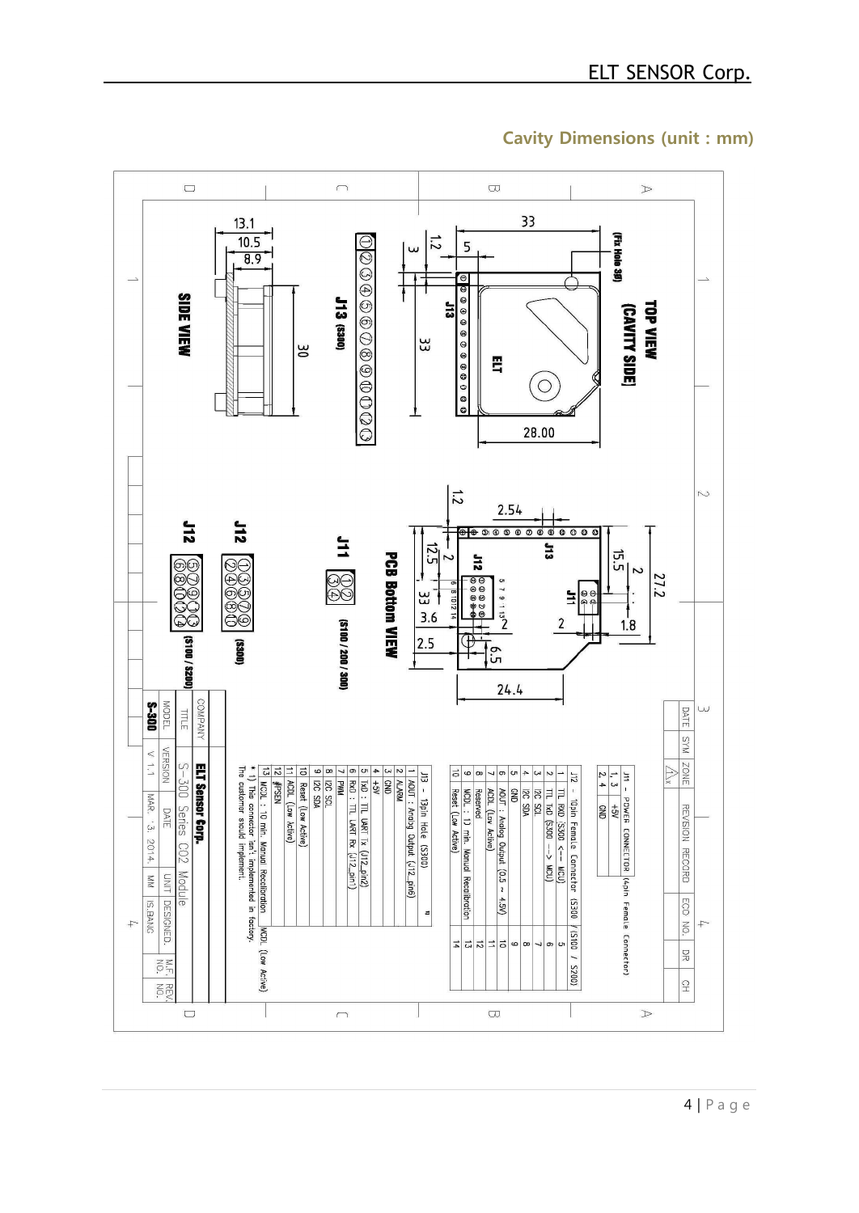## Cavity Dimensions (unit : mm)

TOP VIEW (CAVITY SIDE)

(Fix Hole 3Ø)

33

5

1.2

3

33

28.00

J13

ELT

J13 (S300)

① ② ③ ④ ⑤ ⑥ ⑦ ⑧ ⑨ ⑩ ⑪ ⑫ ⑬

SIDE VIEW

13.1

10.5

8.9

30

PCB Bottom VIEW

1.2

2.54

J13

15.5

2

27.2

12.5

2

J12

J11

2

1.8

33

3.6

2

2.5

6.5

24.4

J11 (S100 / 200 / 300)

J12 (S300)

J12 (S100 / S200)

J11 - POWER CONNECTOR (4pin Female Connector)

| | |
|---|---|
| 1, 3 | +5V |
| 2, 4 | GND |

J12 - 10pin Female Connector (S300) / (S100 / S200)

| | | |
|---|---|---|
| 1 | TTL RXD (S300 <-- MCU) | 5 |
| 2 | TTL TxD (S300 --> MCU) | 6 |
| 3 | I2C SCL | 7 |
| 4 | I2C SDA | 8 |
| 5 | GND | 9 |
| 6 | AOUT : Analog Output (0.5 ~ 4.5V) | 10 |
| 7 | ACDL (Low Active) | 11 |
| 8 | Reserved | 12 |
| 9 | MCDL : 10 min. Manual Recalibration | 13 |
| 10 | Reset (Low Active) | 14 |

J13 - 13pin Hole (S300)

| | |
|---|---|
| 1 | AOUT : Analog Output (J12_pin6) |
| 2 | ALARM |
| 3 | GND |
| 4 | +5V |
| 5 | TxD : TTL UART Tx (J12_pin2) |
| 6 | RxD : TTL UART Rx (J12_pin1) |
| 7 | PWM |
| 8 | I2C SCL |
| 9 | I2C SDA |
| 10 | Reset (Low Active) |
| 11 | ACDL (Low Active) |
| 12 | #PSEN |
| 13 | MCDL : 10 min. Manual Recalibration — MCDL (Low Active) |

* 1) This connector isn't implemented in factory. The customer should implement.

| | | | | | | |
|---|---|---|---|---|---|---|
| COMPANY | ELT Sensor Corp. | | | | | |
| TITLE | S-300 Series CO2 Module | | | | | |
| MODEL | VERSION | DATE | UNIT | DESIGNED. | M.F. NO. | REV. NO. |
| S-300 | V 1.1 | MAR. .3. 2014. | MM | IS.BANG | | |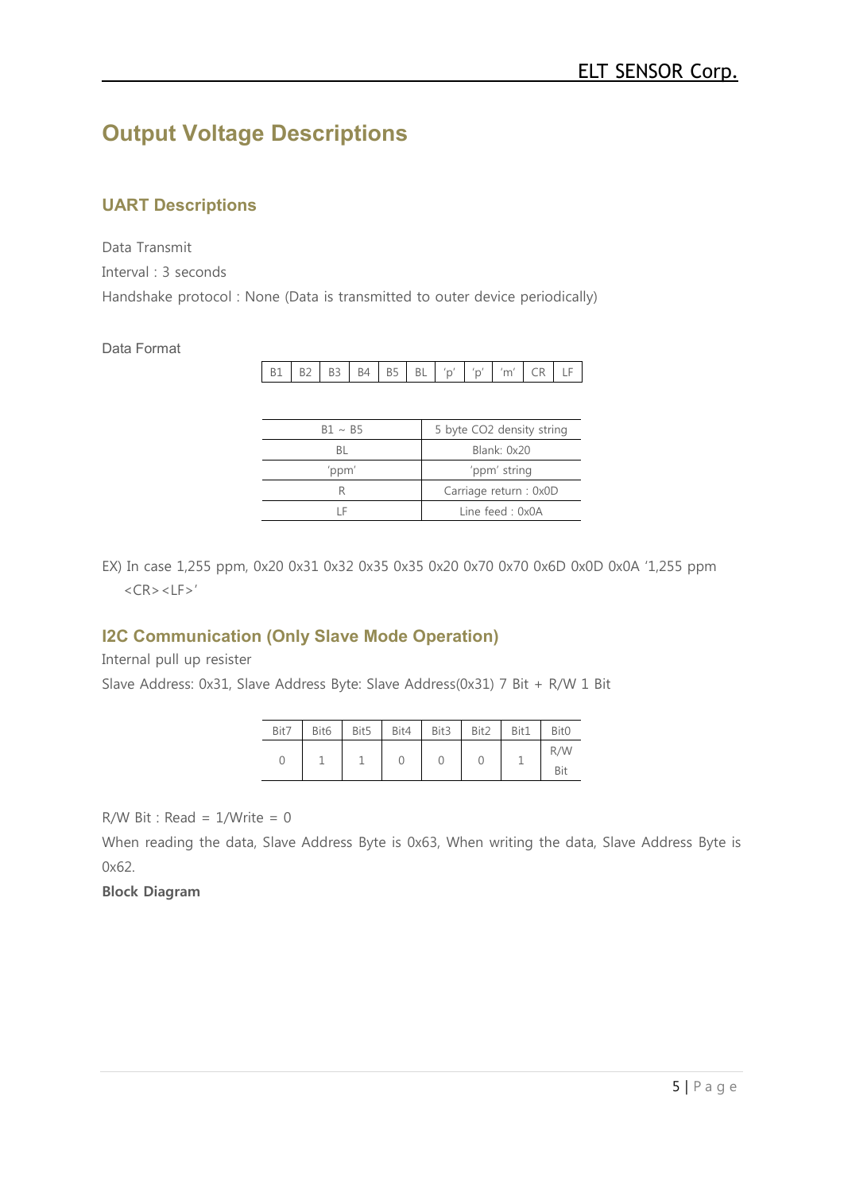# Output Voltage Descriptions

## UART Descriptions

Data Transmit

Interval : 3 seconds

Handshake protocol : None (Data is transmitted to outer device periodically)

Data Format

| B1 | B2 | B3 | B4 | B5 | BL | 'p' | 'p' | 'm' | CR | LF |
|---|---|---|---|---|---|---|---|---|---|---|

| B1 ~ B5 | 5 byte CO2 density string |
|---|---|
| BL | Blank: 0x20 |
| 'ppm' | 'ppm' string |
| R | Carriage return : 0x0D |
| LF | Line feed : 0x0A |

EX) In case 1,255 ppm, 0x20 0x31 0x32 0x35 0x35 0x20 0x70 0x70 0x6D 0x0D 0x0A '1,255 ppm <CR><LF>'

## I2C Communication (Only Slave Mode Operation)

Internal pull up resister

Slave Address: 0x31, Slave Address Byte: Slave Address(0x31) 7 Bit + R/W 1 Bit

| Bit7 | Bit6 | Bit5 | Bit4 | Bit3 | Bit2 | Bit1 | Bit0 |
|---|---|---|---|---|---|---|---|
| 0 | 1 | 1 | 0 | 0 | 0 | 1 | R/W Bit |

R/W Bit : Read = 1/Write = 0

When reading the data, Slave Address Byte is 0x63, When writing the data, Slave Address Byte is 0x62.

**Block Diagram**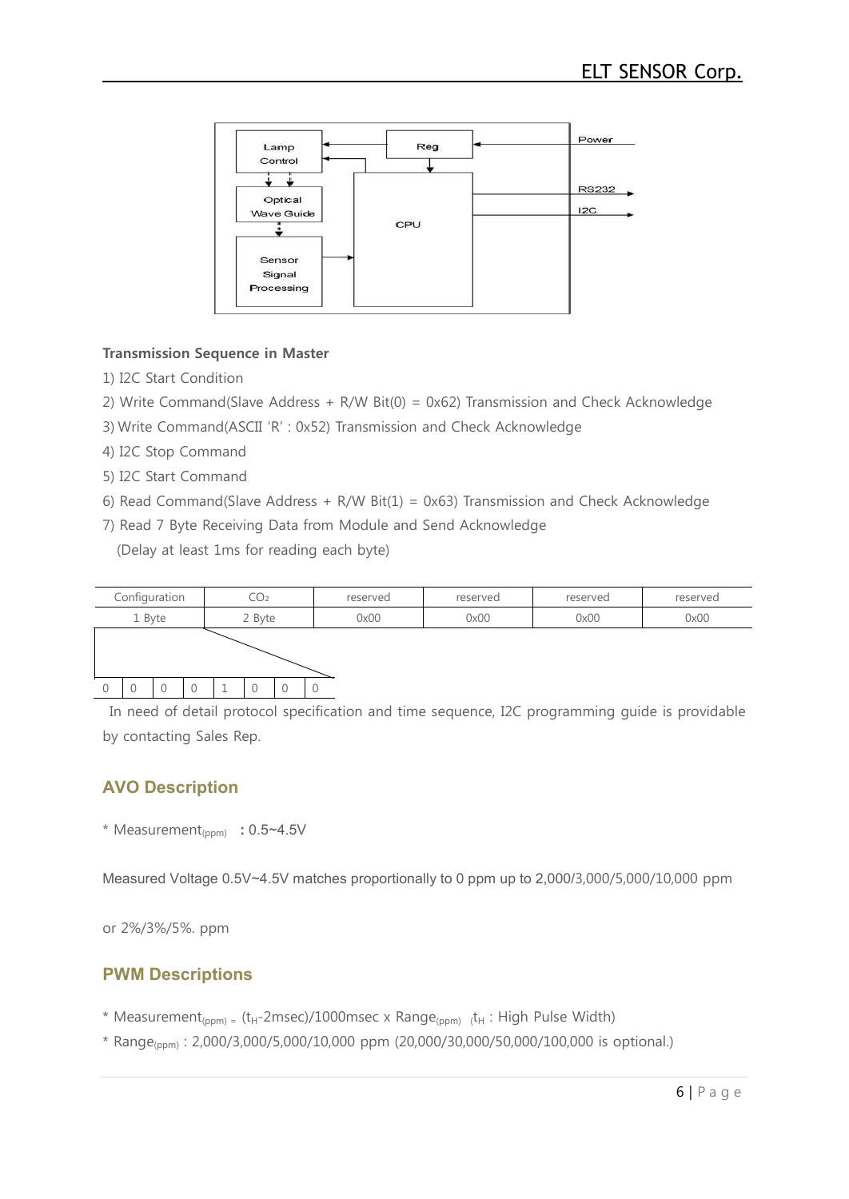Lamp Control

Reg

Power

Optical Wave Guide

RS232

I2C

CPU

Sensor Signal Processing

**Transmission Sequence in Master**

1) I2C Start Condition
2) Write Command(Slave Address + R/W Bit(0) = 0x62) Transmission and Check Acknowledge
3) Write Command(ASCII 'R' : 0x52) Transmission and Check Acknowledge
4) I2C Stop Command
5) I2C Start Command
6) Read Command(Slave Address + R/W Bit(1) = 0x63) Transmission and Check Acknowledge
7) Read 7 Byte Receiving Data from Module and Send Acknowledge
   (Delay at least 1ms for reading each byte)

| Configuration | $CO_2$ | reserved | reserved | reserved | reserved |
|---|---|---|---|---|---|
| 1 Byte | 2 Byte | 0x00 | 0x00 | 0x00 | 0x00 |

| 0 | 0 | 0 | 0 | 1 | 0 | 0 | 0 |
|---|---|---|---|---|---|---|---|

In need of detail protocol specification and time sequence, I2C programming guide is providable by contacting Sales Rep.

## AVO Description

* Measurement$_{(ppm)}$ : 0.5~4.5V

Measured Voltage 0.5V~4.5V matches proportionally to 0 ppm up to 2,000/3,000/5,000/10,000 ppm

or 2%/3%/5%. ppm

## PWM Descriptions

* Measurement$_{(ppm)}$ = ($t_H$-2msec)/1000msec x Range$_{(ppm)}$ ($t_H$ : High Pulse Width)
* Range$_{(ppm)}$ : 2,000/3,000/5,000/10,000 ppm (20,000/30,000/50,000/100,000 is optional.)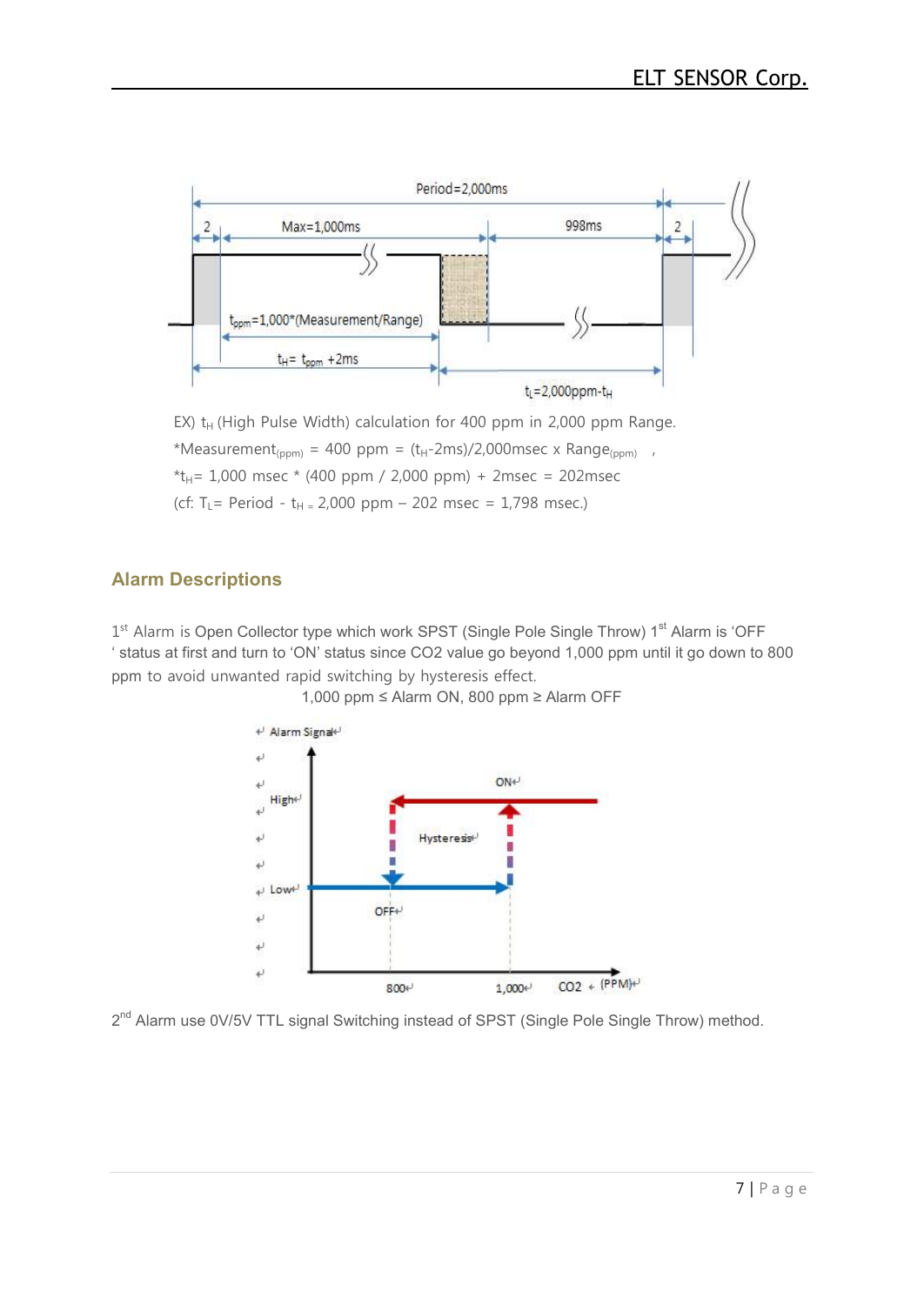EX) $t_H$ (High Pulse Width) calculation for 400 ppm in 2,000 ppm Range.

*$Measurement_{(ppm)}$ = 400 ppm = ($t_H$-2ms)/2,000msec x $Range_{(ppm)}$ ,

*$t_H$= 1,000 msec * (400 ppm / 2,000 ppm) + 2msec = 202msec

(cf: $T_L$= Period - $t_H$ = 2,000 ppm – 202 msec = 1,798 msec.)

## Alarm Descriptions

1st Alarm is Open Collector type which work SPST (Single Pole Single Throw) 1st Alarm is 'OFF ' status at first and turn to 'ON' status since CO2 value go beyond 1,000 ppm until it go down to 800 ppm to avoid unwanted rapid switching by hysteresis effect.

1,000 ppm ≤ Alarm ON, 800 ppm ≥ Alarm OFF

2nd Alarm use 0V/5V TTL signal Switching instead of SPST (Single Pole Single Throw) method.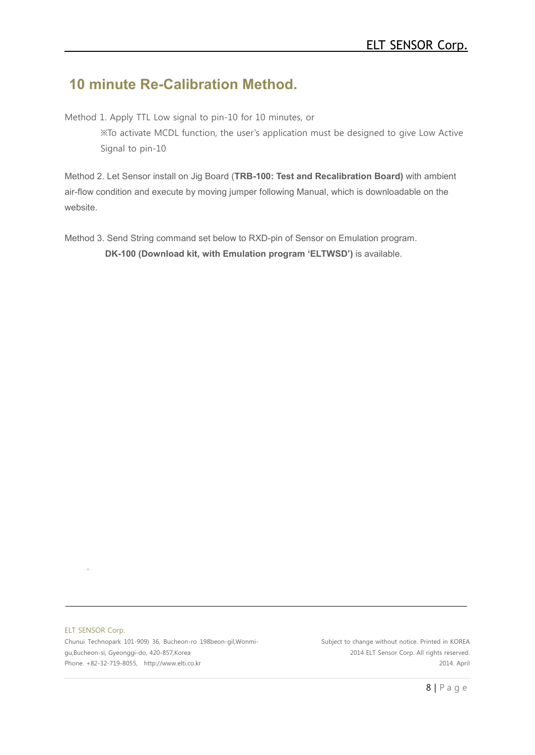## 10 minute Re-Calibration Method.

Method 1. Apply TTL Low signal to pin-10 for 10 minutes, or

※To activate MCDL function, the user's application must be designed to give Low Active Signal to pin-10

Method 2. Let Sensor install on Jig Board (**TRB-100: Test and Recalibration Board)** with ambient air-flow condition and execute by moving jumper following Manual, which is downloadable on the website.

Method 3. Send String command set below to RXD-pin of Sensor on Emulation program.

**DK-100 (Download kit, with Emulation program 'ELTWSD')** is available.

ELT SENSOR Corp.
Chunui Technopark 101-909) 36, Bucheon-ro 198beon-gil,Wonmi-gu,Bucheon-si, Gyeonggi-do, 420-857,Korea
Phone. +82-32-719-8055, http://www.elti.co.kr

Subject to change without notice. Printed in KOREA
2014 ELT Sensor Corp. All rights reserved.
2014. April